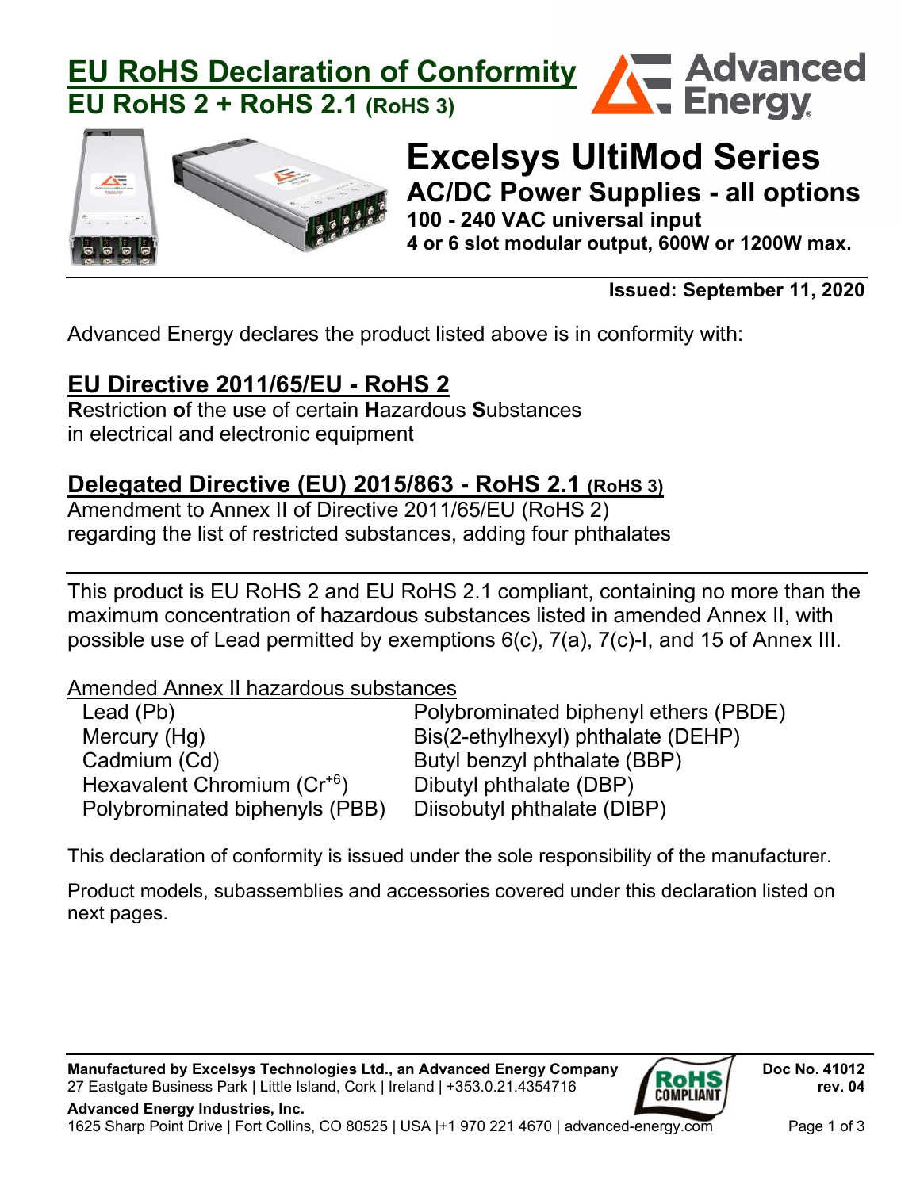# EU RoHS Declaration of Conformity

## EU RoHS 2 + RoHS 2.1 (RoHS 3)

# Excelsys UltiMod Series

## AC/DC Power Supplies - all options

**100 - 240 VAC universal input**

**4 or 6 slot modular output, 600W or 1200W max.**

**Issued: September 11, 2020**

Advanced Energy declares the product listed above is in conformity with:

## EU Directive 2011/65/EU - RoHS 2

**R**estriction **o**f the use of certain **H**azardous **S**ubstances in electrical and electronic equipment

## Delegated Directive (EU) 2015/863 - RoHS 2.1 (RoHS 3)

Amendment to Annex II of Directive 2011/65/EU (RoHS 2) regarding the list of restricted substances, adding four phthalates

---

This product is EU RoHS 2 and EU RoHS 2.1 compliant, containing no more than the maximum concentration of hazardous substances listed in amended Annex II, with possible use of Lead permitted by exemptions 6(c), 7(a), 7(c)-I, and 15 of Annex III.

Amended Annex II hazardous substances

- Lead (Pb)
- Mercury (Hg)
- Cadmium (Cd)
- Hexavalent Chromium ($Cr^{+6}$)
- Polybrominated biphenyls (PBB)
- Polybrominated biphenyl ethers (PBDE)
- Bis(2-ethylhexyl) phthalate (DEHP)
- Butyl benzyl phthalate (BBP)
- Dibutyl phthalate (DBP)
- Diisobutyl phthalate (DIBP)

This declaration of conformity is issued under the sole responsibility of the manufacturer.

Product models, subassemblies and accessories covered under this declaration listed on next pages.

**Manufactured by Excelsys Technologies Ltd., an Advanced Energy Company**
27 Eastgate Business Park | Little Island, Cork | Ireland | +353.0.21.4354716

**Advanced Energy Industries, Inc.**
1625 Sharp Point Drive | Fort Collins, CO 80525 | USA |+1 970 221 4670 | advanced-energy.com

**Doc No. 41012**
**rev. 04**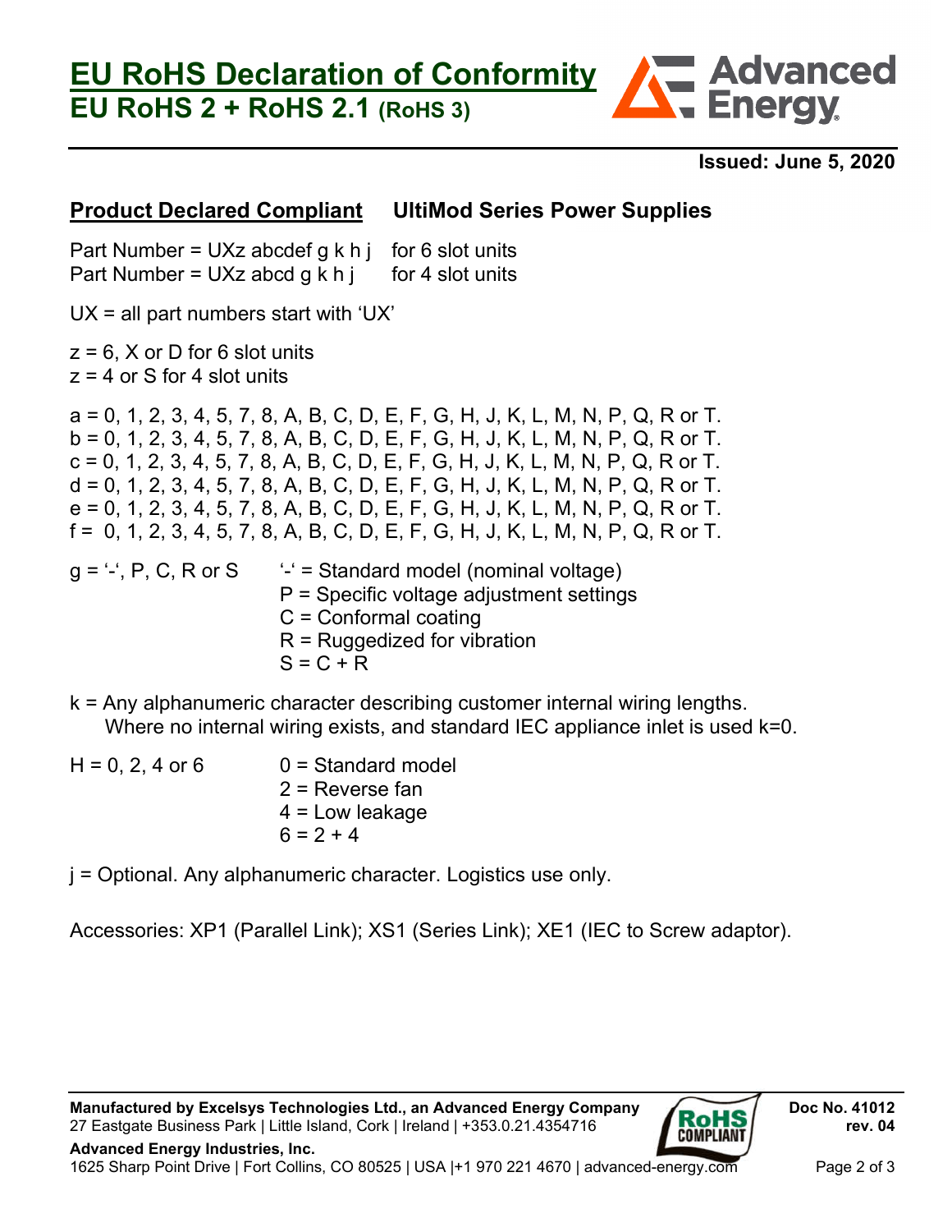# EU RoHS Declaration of Conformity

## EU RoHS 2 + RoHS 2.1 (RoHS 3)

**Issued: June 5, 2020**

**Product Declared Compliant** **UltiMod Series Power Supplies**

Part Number = UXz abcdef g k h j for 6 slot units
Part Number = UXz abcd g k h j for 4 slot units

UX = all part numbers start with 'UX'

z = 6, X or D for 6 slot units
z = 4 or S for 4 slot units

a = 0, 1, 2, 3, 4, 5, 7, 8, A, B, C, D, E, F, G, H, J, K, L, M, N, P, Q, R or T.
b = 0, 1, 2, 3, 4, 5, 7, 8, A, B, C, D, E, F, G, H, J, K, L, M, N, P, Q, R or T.
c = 0, 1, 2, 3, 4, 5, 7, 8, A, B, C, D, E, F, G, H, J, K, L, M, N, P, Q, R or T.
d = 0, 1, 2, 3, 4, 5, 7, 8, A, B, C, D, E, F, G, H, J, K, L, M, N, P, Q, R or T.
e = 0, 1, 2, 3, 4, 5, 7, 8, A, B, C, D, E, F, G, H, J, K, L, M, N, P, Q, R or T.
f = 0, 1, 2, 3, 4, 5, 7, 8, A, B, C, D, E, F, G, H, J, K, L, M, N, P, Q, R or T.

g = '-', P, C, R or S
- '-' = Standard model (nominal voltage)
- P = Specific voltage adjustment settings
- C = Conformal coating
- R = Ruggedized for vibration
- S = C + R

k = Any alphanumeric character describing customer internal wiring lengths.
Where no internal wiring exists, and standard IEC appliance inlet is used k=0.

H = 0, 2, 4 or 6
- 0 = Standard model
- 2 = Reverse fan
- 4 = Low leakage
- 6 = 2 + 4

j = Optional. Any alphanumeric character. Logistics use only.

Accessories: XP1 (Parallel Link); XS1 (Series Link); XE1 (IEC to Screw adaptor).

**Manufactured by Excelsys Technologies Ltd., an Advanced Energy Company**
27 Eastgate Business Park | Little Island, Cork | Ireland | +353.0.21.4354716
**Advanced Energy Industries, Inc.**
1625 Sharp Point Drive | Fort Collins, CO 80525 | USA |+1 970 221 4670 | advanced-energy.com

**Doc No. 41012**
**rev. 04**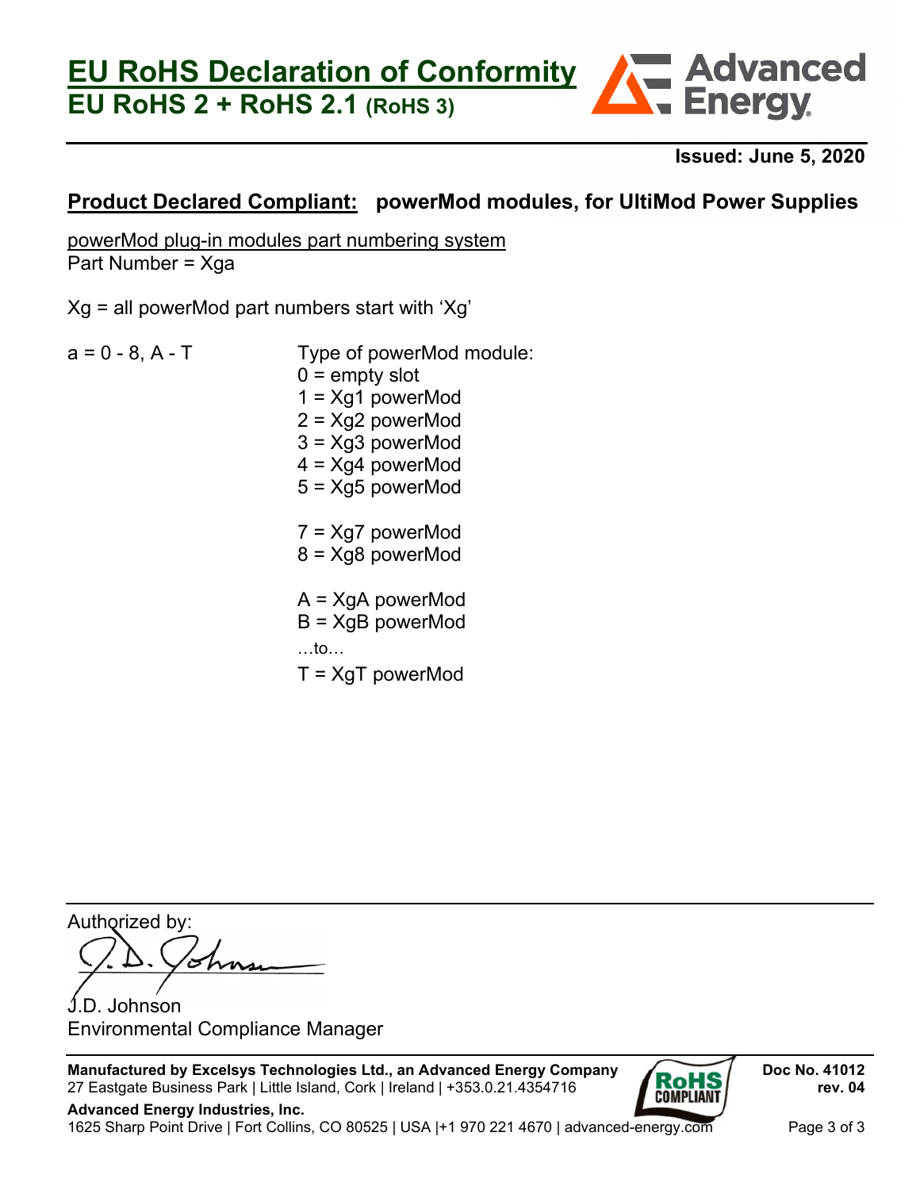# EU RoHS Declaration of Conformity

## EU RoHS 2 + RoHS 2.1 (RoHS 3)

**Issued: June 5, 2020**

**Product Declared Compliant:** **powerMod modules, for UltiMod Power Supplies**

powerMod plug-in modules part numbering system
Part Number = Xga

Xg = all powerMod part numbers start with 'Xg'

a = 0 - 8, A - T

Type of powerMod module:
0 = empty slot
1 = Xg1 powerMod
2 = Xg2 powerMod
3 = Xg3 powerMod
4 = Xg4 powerMod
5 = Xg5 powerMod

7 = Xg7 powerMod
8 = Xg8 powerMod

A = XgA powerMod
B = XgB powerMod
…to…
T = XgT powerMod

Authorized by:

J.D. Johnson
Environmental Compliance Manager

**Manufactured by Excelsys Technologies Ltd., an Advanced Energy Company**
27 Eastgate Business Park | Little Island, Cork | Ireland | +353.0.21.4354716
**Advanced Energy Industries, Inc.**
1625 Sharp Point Drive | Fort Collins, CO 80525 | USA |+1 970 221 4670 | advanced-energy.com

**Doc No. 41012**
**rev. 04**